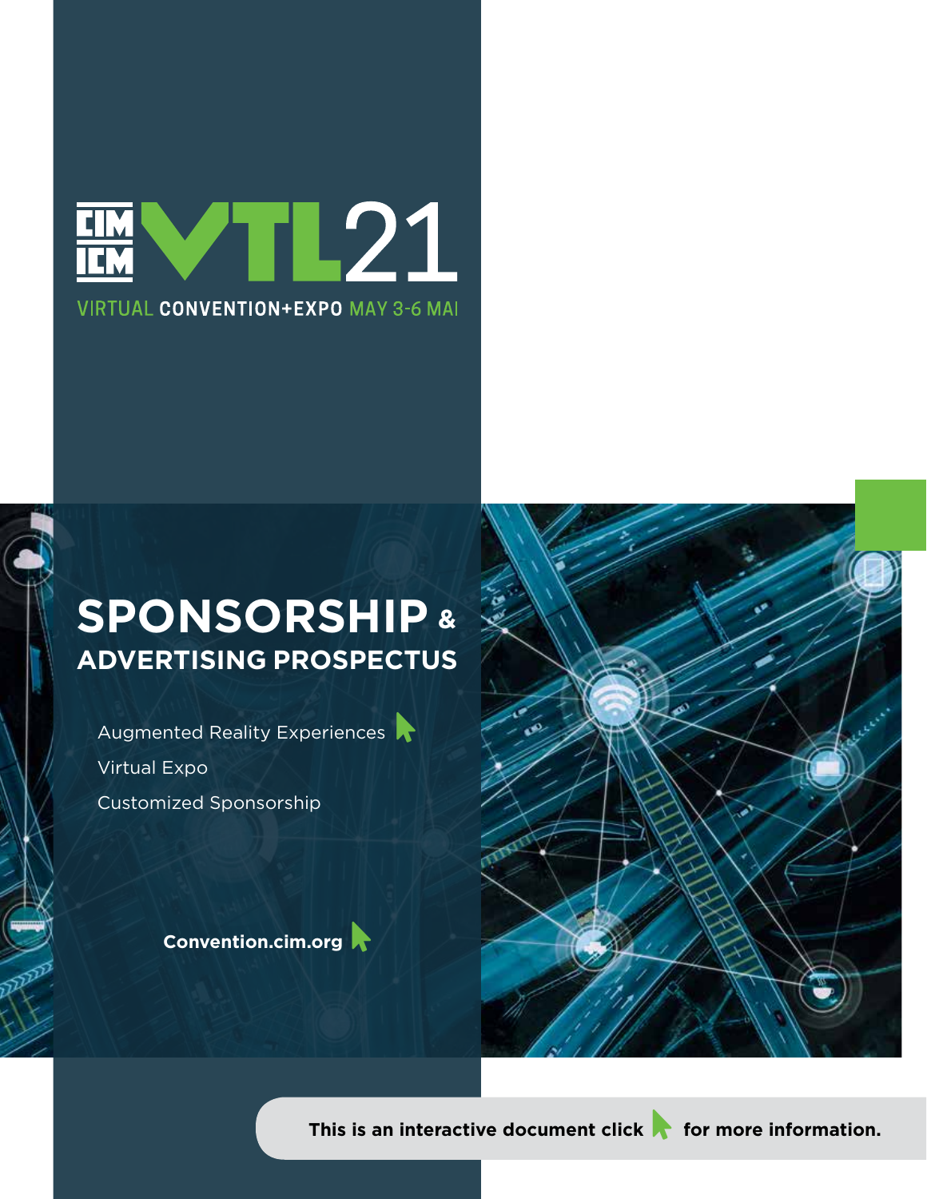CIM ICM VTL21

VIRTUAL CONVENTION+EXPO MAY 3-6 MAI

# SPONSORSHIP & ADVERTISING PROSPECTUS

Augmented Reality Experiences

Virtual Expo

Customized Sponsorship

**Convention.cim.org**

**This is an interactive document click for more information.**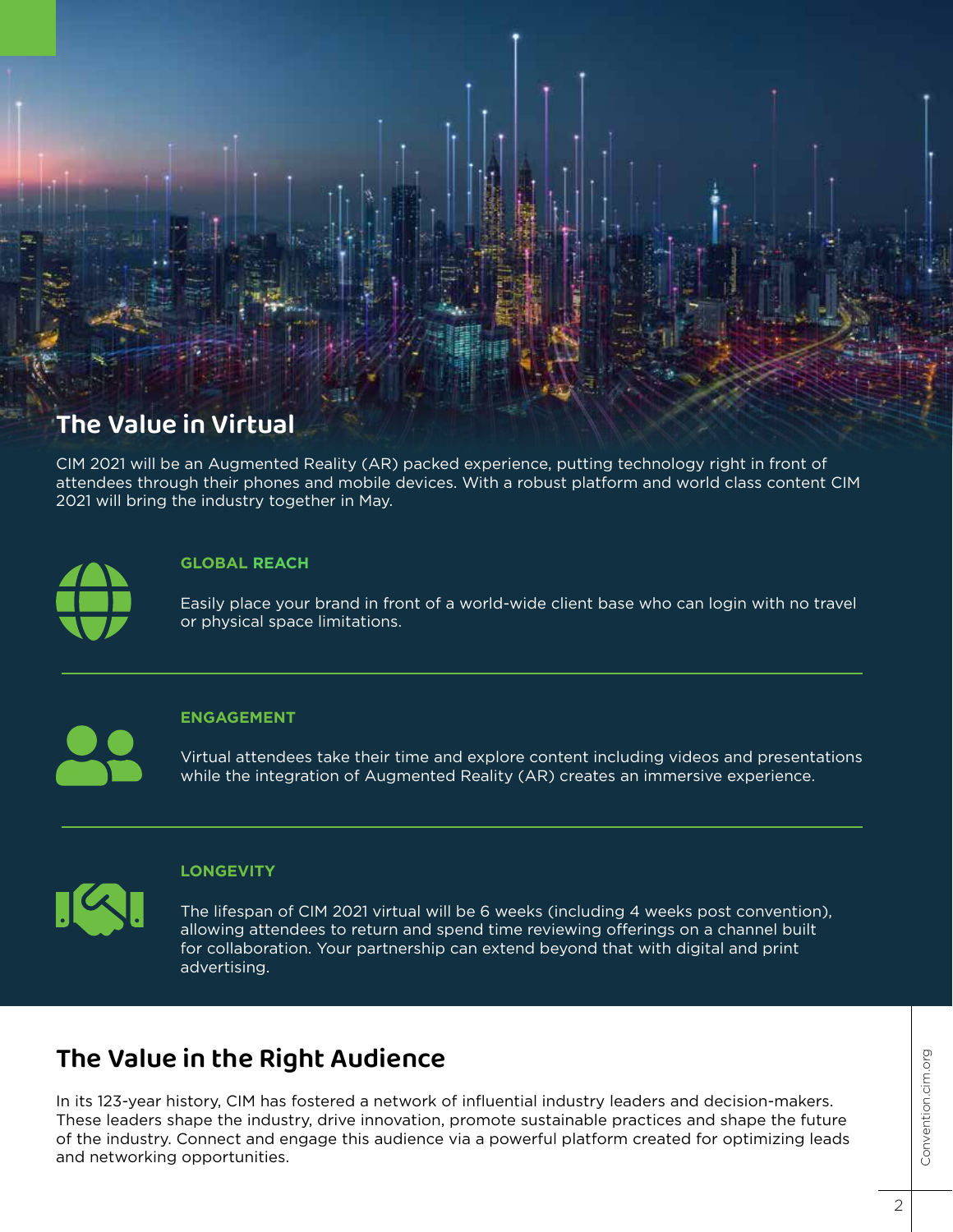## The Value in Virtual

CIM 2021 will be an Augmented Reality (AR) packed experience, putting technology right in front of attendees through their phones and mobile devices. With a robust platform and world class content CIM 2021 will bring the industry together in May.

### GLOBAL REACH

Easily place your brand in front of a world-wide client base who can login with no travel or physical space limitations.

### ENGAGEMENT

Virtual attendees take their time and explore content including videos and presentations while the integration of Augmented Reality (AR) creates an immersive experience.

### LONGEVITY

The lifespan of CIM 2021 virtual will be 6 weeks (including 4 weeks post convention), allowing attendees to return and spend time reviewing offerings on a channel built for collaboration. Your partnership can extend beyond that with digital and print advertising.

## The Value in the Right Audience

In its 123-year history, CIM has fostered a network of influential industry leaders and decision-makers. These leaders shape the industry, drive innovation, promote sustainable practices and shape the future of the industry. Connect and engage this audience via a powerful platform created for optimizing leads and networking opportunities.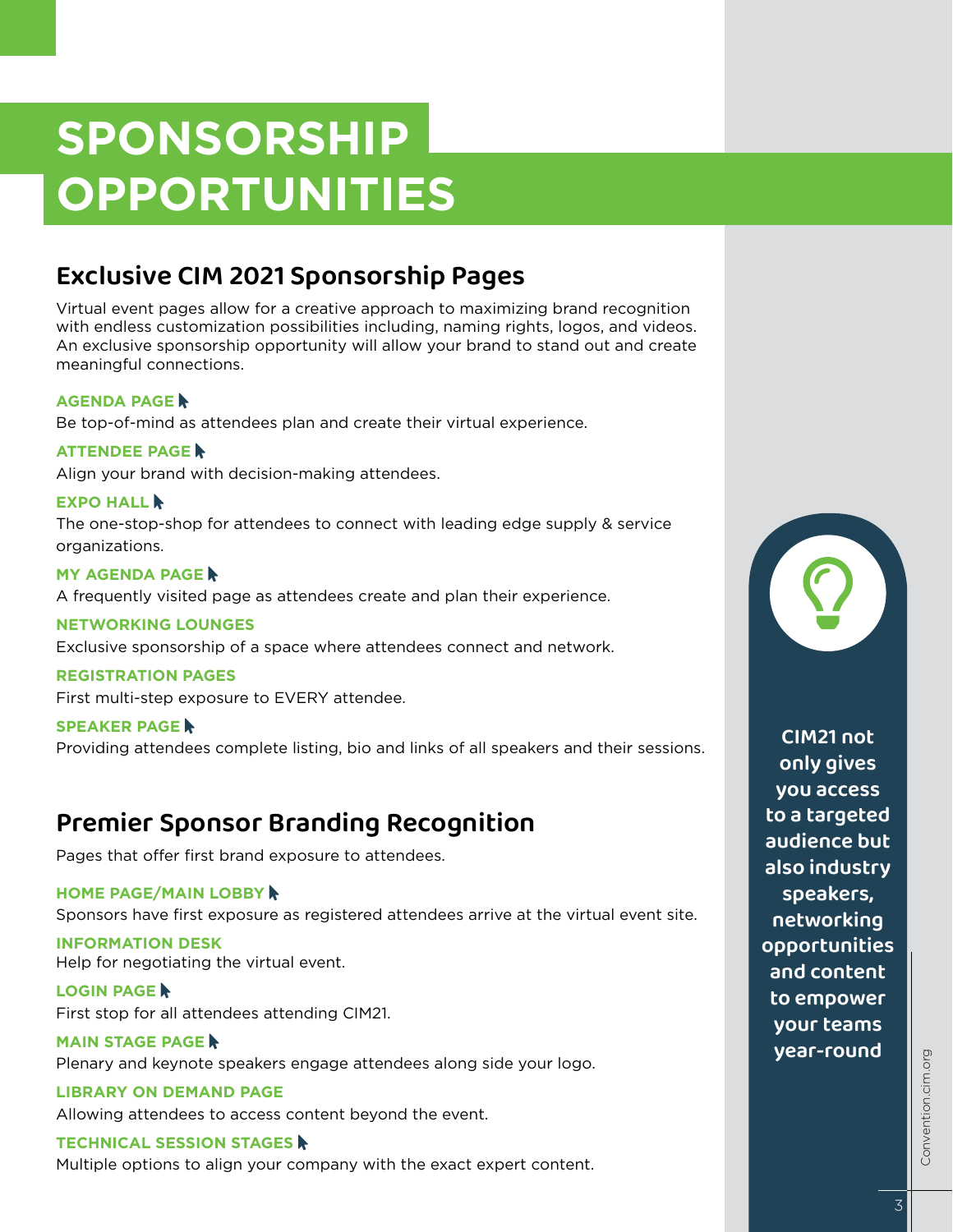# SPONSORSHIP OPPORTUNITIES

## Exclusive CIM 2021 Sponsorship Pages

Virtual event pages allow for a creative approach to maximizing brand recognition with endless customization possibilities including, naming rights, logos, and videos. An exclusive sponsorship opportunity will allow your brand to stand out and create meaningful connections.

**AGENDA PAGE**
Be top-of-mind as attendees plan and create their virtual experience.

**ATTENDEE PAGE**
Align your brand with decision-making attendees.

**EXPO HALL**
The one-stop-shop for attendees to connect with leading edge supply & service organizations.

**MY AGENDA PAGE**
A frequently visited page as attendees create and plan their experience.

**NETWORKING LOUNGES**
Exclusive sponsorship of a space where attendees connect and network.

**REGISTRATION PAGES**
First multi-step exposure to EVERY attendee.

**SPEAKER PAGE**
Providing attendees complete listing, bio and links of all speakers and their sessions.

## Premier Sponsor Branding Recognition

Pages that offer first brand exposure to attendees.

**HOME PAGE/MAIN LOBBY**
Sponsors have first exposure as registered attendees arrive at the virtual event site.

**INFORMATION DESK**
Help for negotiating the virtual event.

**LOGIN PAGE**
First stop for all attendees attending CIM21.

**MAIN STAGE PAGE**
Plenary and keynote speakers engage attendees along side your logo.

**LIBRARY ON DEMAND PAGE**
Allowing attendees to access content beyond the event.

**TECHNICAL SESSION STAGES**
Multiple options to align your company with the exact expert content.

**CIM21 not only gives you access to a targeted audience but also industry speakers, networking opportunities and content to empower your teams year-round**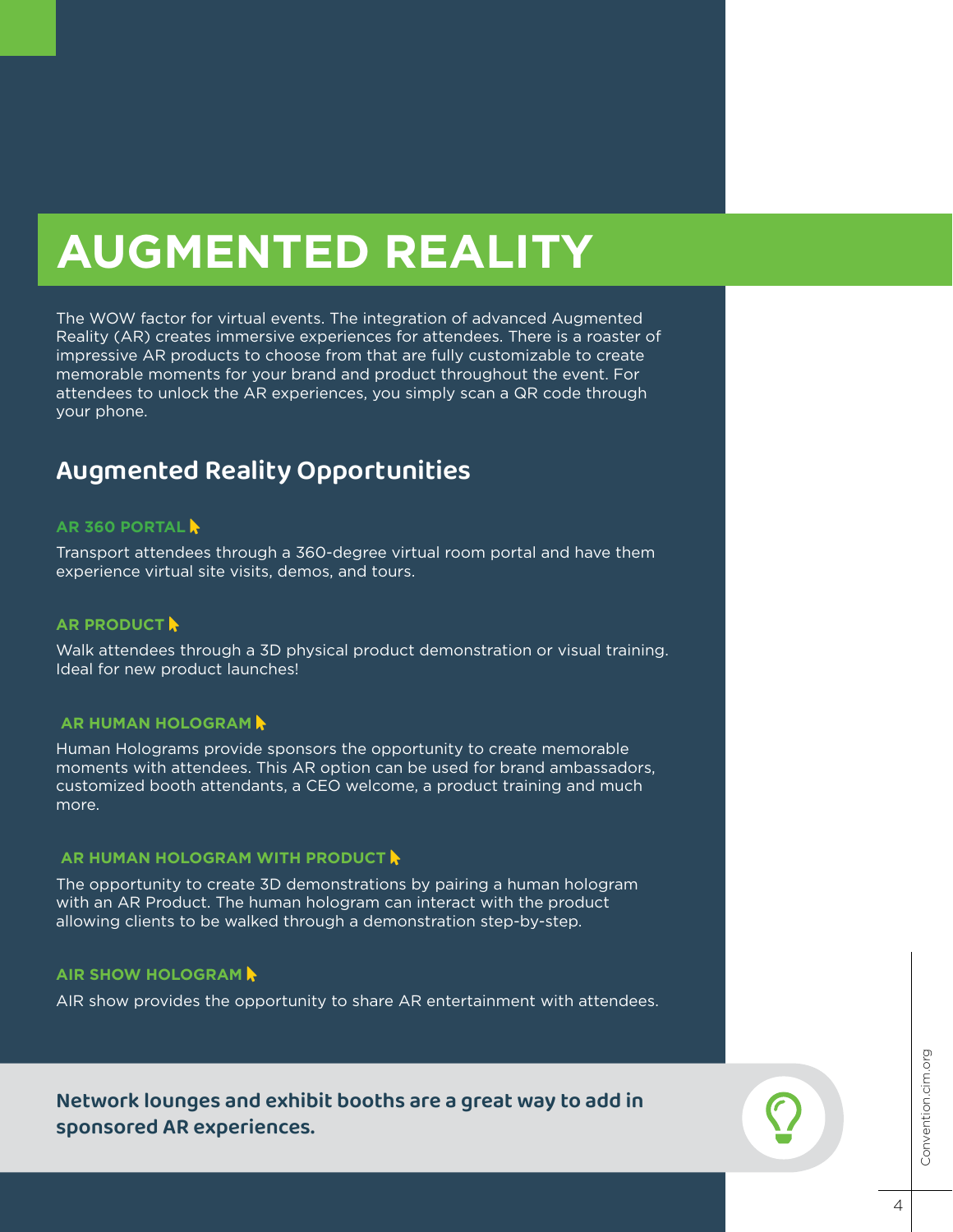# AUGMENTED REALITY

The WOW factor for virtual events. The integration of advanced Augmented Reality (AR) creates immersive experiences for attendees. There is a roaster of impressive AR products to choose from that are fully customizable to create memorable moments for your brand and product throughout the event. For attendees to unlock the AR experiences, you simply scan a QR code through your phone.

## Augmented Reality Opportunities

### AR 360 PORTAL

Transport attendees through a 360-degree virtual room portal and have them experience virtual site visits, demos, and tours.

### AR PRODUCT

Walk attendees through a 3D physical product demonstration or visual training. Ideal for new product launches!

### AR HUMAN HOLOGRAM

Human Holograms provide sponsors the opportunity to create memorable moments with attendees. This AR option can be used for brand ambassadors, customized booth attendants, a CEO welcome, a product training and much more.

### AR HUMAN HOLOGRAM WITH PRODUCT

The opportunity to create 3D demonstrations by pairing a human hologram with an AR Product. The human hologram can interact with the product allowing clients to be walked through a demonstration step-by-step.

### AIR SHOW HOLOGRAM

AIR show provides the opportunity to share AR entertainment with attendees.

**Network lounges and exhibit booths are a great way to add in sponsored AR experiences.**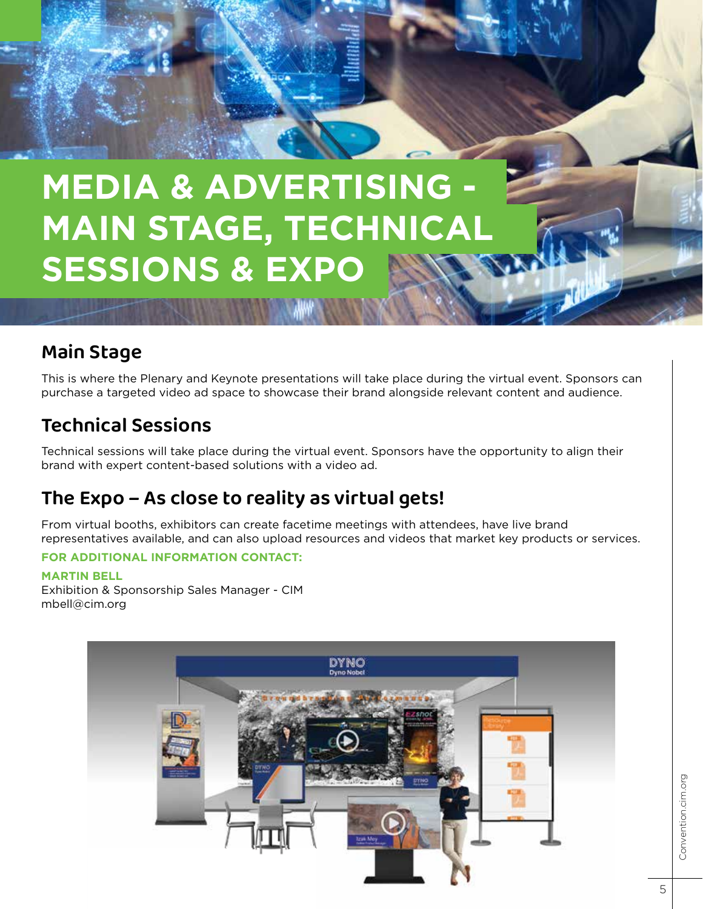# MEDIA & ADVERTISING - MAIN STAGE, TECHNICAL SESSIONS & EXPO

## Main Stage

This is where the Plenary and Keynote presentations will take place during the virtual event. Sponsors can purchase a targeted video ad space to showcase their brand alongside relevant content and audience.

## Technical Sessions

Technical sessions will take place during the virtual event. Sponsors have the opportunity to align their brand with expert content-based solutions with a video ad.

## The Expo – As close to reality as virtual gets!

From virtual booths, exhibitors can create facetime meetings with attendees, have live brand representatives available, and can also upload resources and videos that market key products or services.

**FOR ADDITIONAL INFORMATION CONTACT:**

**MARTIN BELL**
Exhibition & Sponsorship Sales Manager - CIM
mbell@cim.org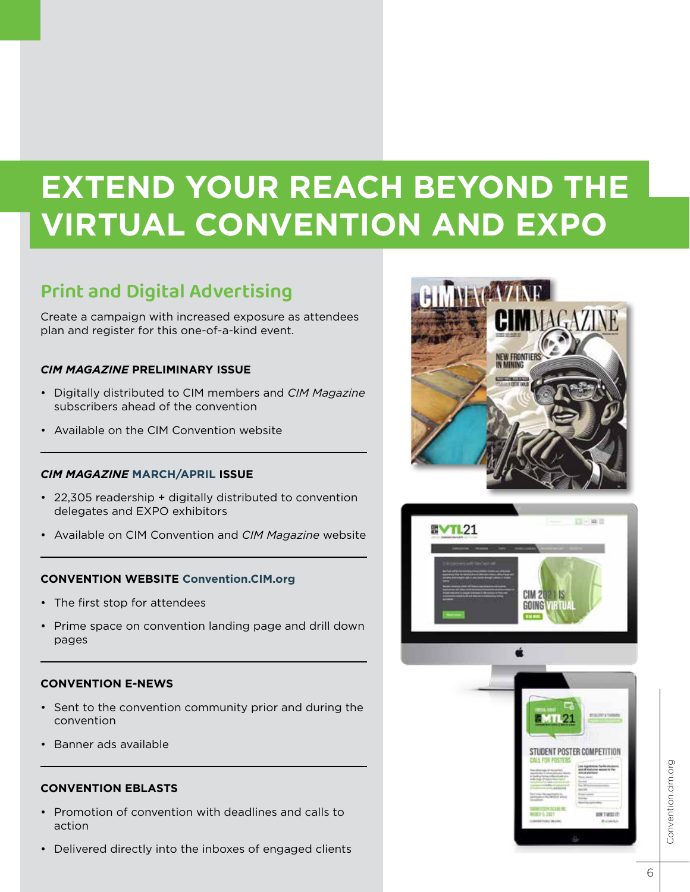# EXTEND YOUR REACH BEYOND THE VIRTUAL CONVENTION AND EXPO

## Print and Digital Advertising

Create a campaign with increased exposure as attendees plan and register for this one-of-a-kind event.

### *CIM MAGAZINE* PRELIMINARY ISSUE

- Digitally distributed to CIM members and *CIM Magazine* subscribers ahead of the convention
- Available on the CIM Convention website

### *CIM MAGAZINE* MARCH/APRIL ISSUE

- 22,305 readership + digitally distributed to convention delegates and EXPO exhibitors
- Available on CIM Convention and *CIM Magazine* website

### CONVENTION WEBSITE Convention.CIM.org

- The first stop for attendees
- Prime space on convention landing page and drill down pages

### CONVENTION E-NEWS

- Sent to the convention community prior and during the convention
- Banner ads available

### CONVENTION EBLASTS

- Promotion of convention with deadlines and calls to action
- Delivered directly into the inboxes of engaged clients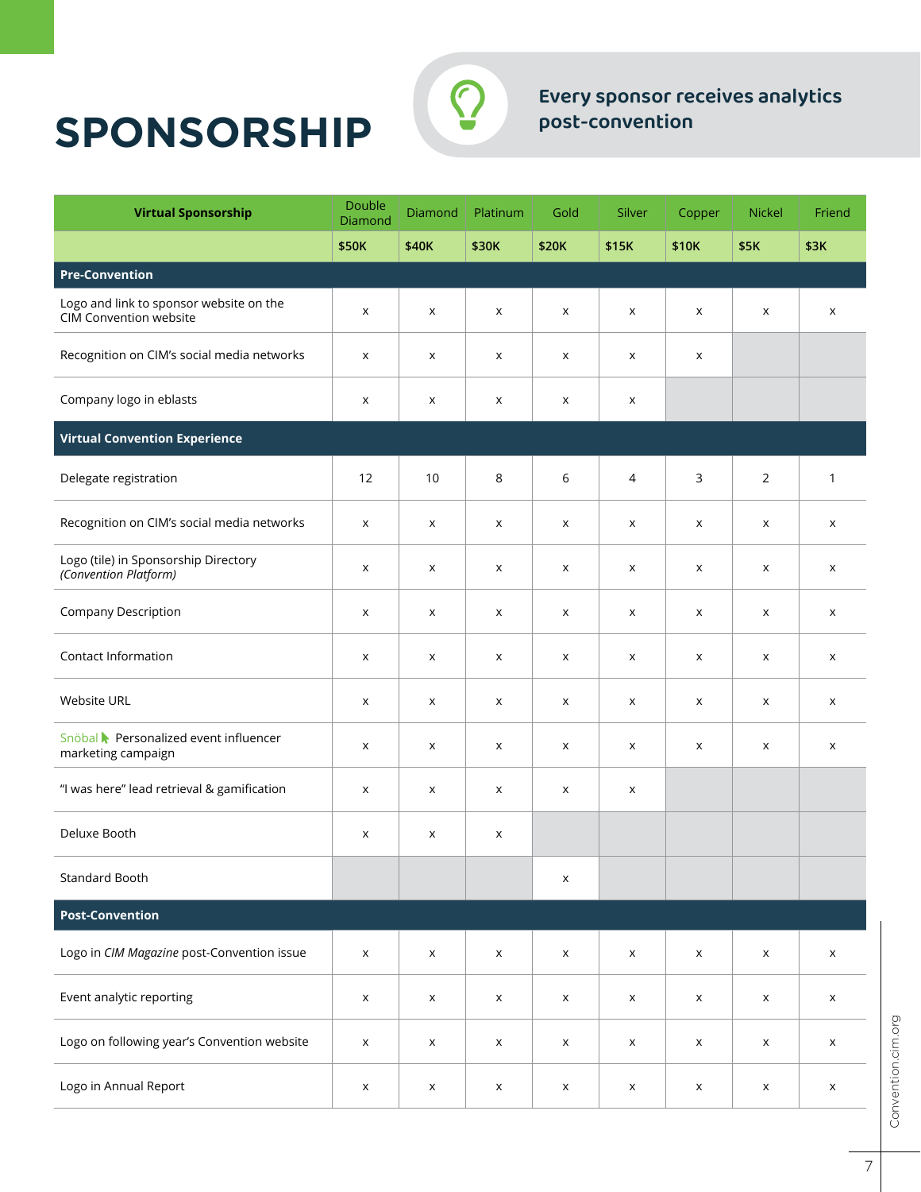# SPONSORSHIP

**Every sponsor receives analytics post-convention**

| Virtual Sponsorship | Double Diamond | Diamond | Platinum | Gold | Silver | Copper | Nickel | Friend |
|---|---|---|---|---|---|---|---|---|
| | $50K | $40K | $30K | $20K | $15K | $10K | $5K | $3K |
| **Pre-Convention** | | | | | | | | |
| Logo and link to sponsor website on the CIM Convention website | x | x | x | x | x | x | x | x |
| Recognition on CIM's social media networks | x | x | x | x | x | x | | |
| Company logo in eblasts | x | x | x | x | x | | | |
| **Virtual Convention Experience** | | | | | | | | |
| Delegate registration | 12 | 10 | 8 | 6 | 4 | 3 | 2 | 1 |
| Recognition on CIM's social media networks | x | x | x | x | x | x | x | x |
| Logo (tile) in Sponsorship Directory *(Convention Platform)* | x | x | x | x | x | x | x | x |
| Company Description | x | x | x | x | x | x | x | x |
| Contact Information | x | x | x | x | x | x | x | x |
| Website URL | x | x | x | x | x | x | x | x |
| Snöbal Personalized event influencer marketing campaign | x | x | x | x | x | x | x | x |
| "I was here" lead retrieval & gamification | x | x | x | x | x | | | |
| Deluxe Booth | x | x | x | | | | | |
| Standard Booth | | | | x | | | | |
| **Post-Convention** | | | | | | | | |
| Logo in *CIM Magazine* post-Convention issue | x | x | x | x | x | x | x | x |
| Event analytic reporting | x | x | x | x | x | x | x | x |
| Logo on following year's Convention website | x | x | x | x | x | x | x | x |
| Logo in Annual Report | x | x | x | x | x | x | x | x |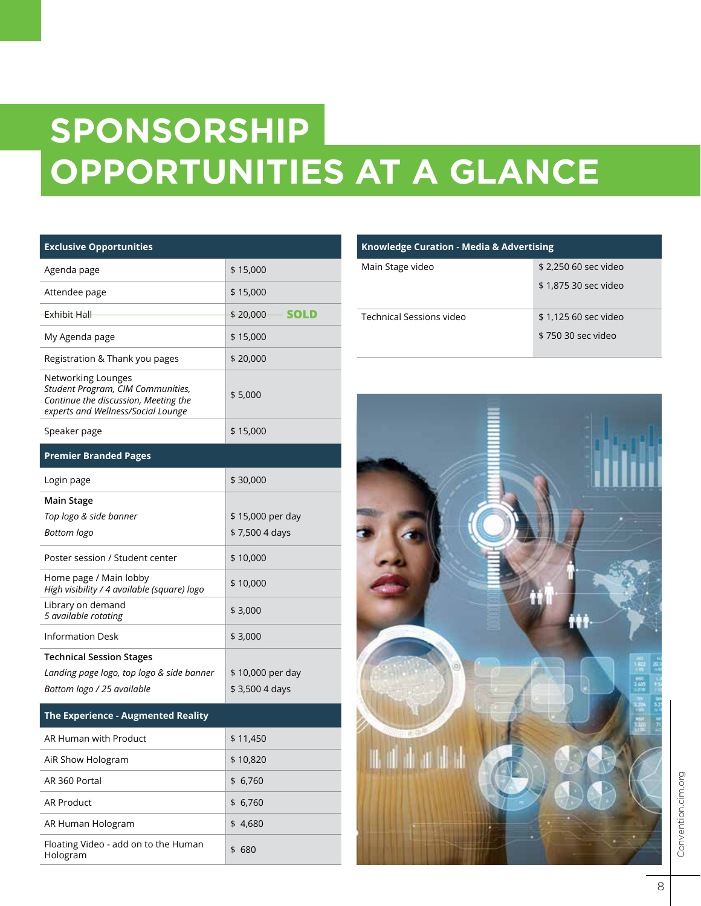# SPONSORSHIP OPPORTUNITIES AT A GLANCE

| Exclusive Opportunities | |
|---|---|
| Agenda page | $ 15,000 |
| Attendee page | $ 15,000 |
| ~~Exhibit Hall~~ | ~~$ 20,000~~ **SOLD** |
| My Agenda page | $ 15,000 |
| Registration & Thank you pages | $ 20,000 |
| Networking Lounges *Student Program, CIM Communities, Continue the discussion, Meeting the experts and Wellness/Social Lounge* | $ 5,000 |
| Speaker page | $ 15,000 |
| **Premier Branded Pages** | |
| Login page | $ 30,000 |
| **Main Stage** | |
| *Top logo & side banner* | $ 15,000 per day |
| *Bottom logo* | $ 7,500 4 days |
| Poster session / Student center | $ 10,000 |
| Home page / Main lobby *High visibility / 4 available (square) logo* | $ 10,000 |
| Library on demand *5 available rotating* | $ 3,000 |
| Information Desk | $ 3,000 |
| **Technical Session Stages** | |
| *Landing page logo, top logo & side banner* | $ 10,000 per day |
| *Bottom logo / 25 available* | $ 3,500 4 days |
| **The Experience - Augmented Reality** | |
| AR Human with Product | $ 11,450 |
| AiR Show Hologram | $ 10,820 |
| AR 360 Portal | $ 6,760 |
| AR Product | $ 6,760 |
| AR Human Hologram | $ 4,680 |
| Floating Video - add on to the Human Hologram | $ 680 |

| Knowledge Curation - Media & Advertising | |
|---|---|
| Main Stage video | $ 2,250 60 sec video |
| | $ 1,875 30 sec video |
| Technical Sessions video | $ 1,125 60 sec video |
| | $ 750 30 sec video |

Convention.cim.org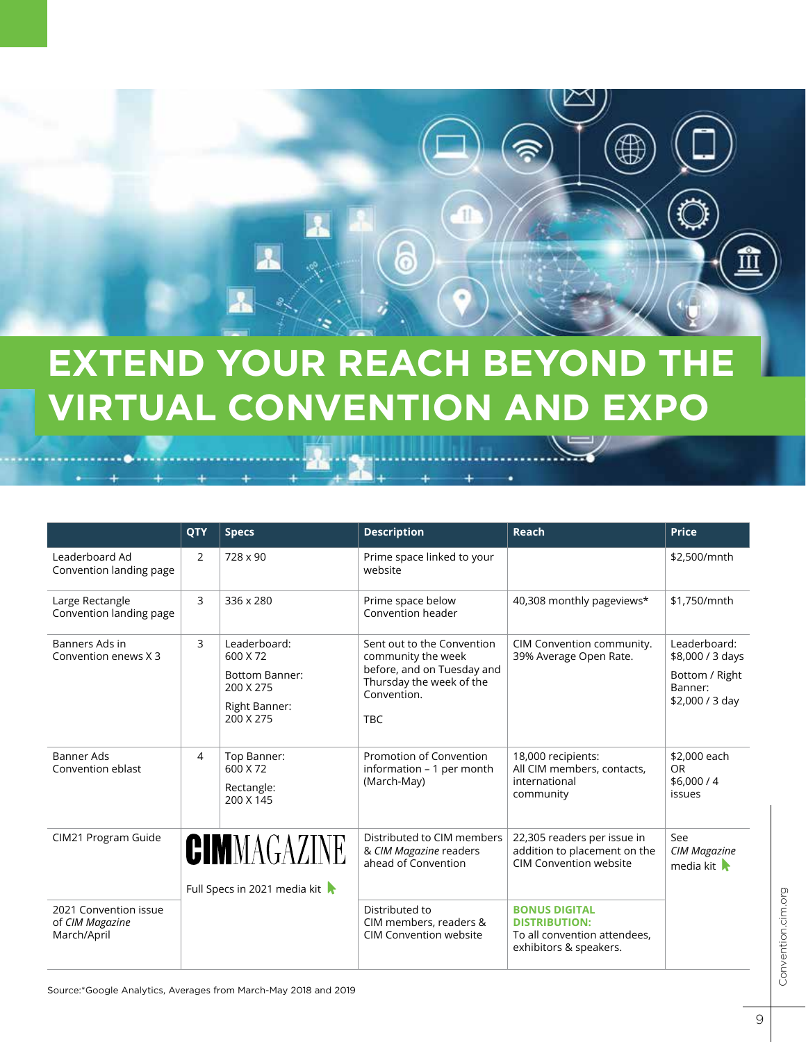# EXTEND YOUR REACH BEYOND THE VIRTUAL CONVENTION AND EXPO

| | QTY | Specs | Description | Reach | Price |
|---|---|---|---|---|---|
| Leaderboard Ad Convention landing page | 2 | 728 x 90 | Prime space linked to your website | | $2,500/mnth |
| Large Rectangle Convention landing page | 3 | 336 x 280 | Prime space below Convention header | 40,308 monthly pageviews* | $1,750/mnth |
| Banners Ads in Convention enews X 3 | 3 | Leaderboard: 600 X 72<br>Bottom Banner: 200 X 275<br>Right Banner: 200 X 275 | Sent out to the Convention community the week before, and on Tuesday and Thursday the week of the Convention.<br>TBC | CIM Convention community. 39% Average Open Rate. | Leaderboard: $8,000 / 3 days<br>Bottom / Right Banner: $2,000 / 3 day |
| Banner Ads Convention eblast | 4 | Top Banner: 600 X 72<br>Rectangle: 200 X 145 | Promotion of Convention information – 1 per month (March-May) | 18,000 recipients: All CIM members, contacts, international community | $2,000 each OR $6,000 / 4 issues |
| CIM21 Program Guide | CIM MAGAZINE<br>Full Specs in 2021 media kit | | Distributed to CIM members & *CIM Magazine* readers ahead of Convention | 22,305 readers per issue in addition to placement on the CIM Convention website | See *CIM Magazine* media kit |
| 2021 Convention issue of *CIM Magazine* March/April | | | Distributed to CIM members, readers & CIM Convention website | **BONUS DIGITAL DISTRIBUTION:** To all convention attendees, exhibitors & speakers. | |

Source:*Google Analytics, Averages from March-May 2018 and 2019

Convention.cim.org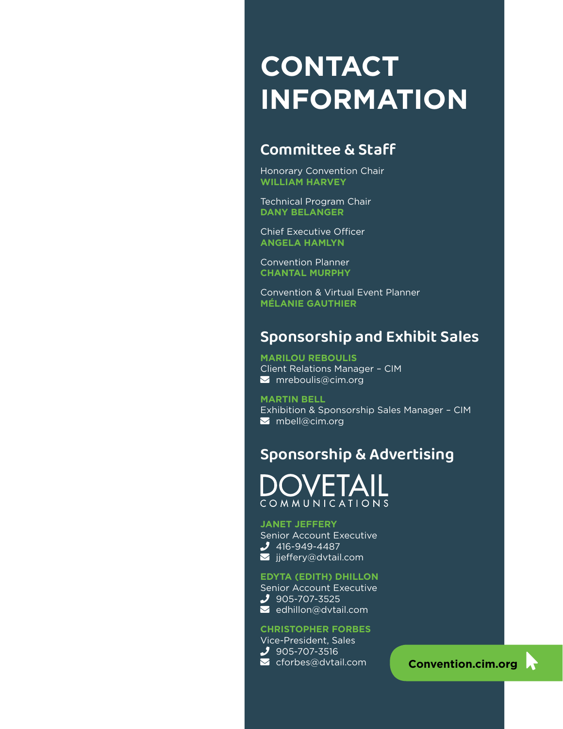# CONTACT INFORMATION

## Committee & Staff

Honorary Convention Chair
**WILLIAM HARVEY**

Technical Program Chair
**DANY BELANGER**

Chief Executive Officer
**ANGELA HAMLYN**

Convention Planner
**CHANTAL MURPHY**

Convention & Virtual Event Planner
**MÉLANIE GAUTHIER**

## Sponsorship and Exhibit Sales

**MARILOU REBOULIS**
Client Relations Manager – CIM
mreboulis@cim.org

**MARTIN BELL**
Exhibition & Sponsorship Sales Manager – CIM
mbell@cim.org

## Sponsorship & Advertising

DOVETAIL COMMUNICATIONS

**JANET JEFFERY**
Senior Account Executive
416-949-4487
jjeffery@dvtail.com

**EDYTA (EDITH) DHILLON**
Senior Account Executive
905-707-3525
edhillon@dvtail.com

**CHRISTOPHER FORBES**
Vice-President, Sales
905-707-3516
cforbes@dvtail.com

**Convention.cim.org**